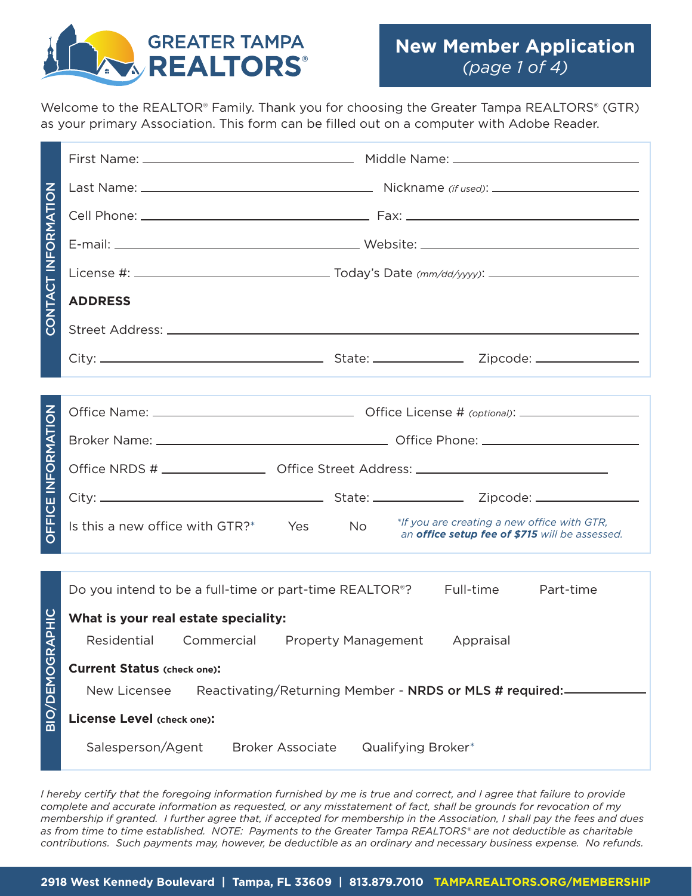# GREATER TAMPA REALTORS®

## New Member Application
*(page 1 of 4)*

Welcome to the REALTOR® Family. Thank you for choosing the Greater Tampa REALTORS® (GTR) as your primary Association. This form can be filled out on a computer with Adobe Reader.

## CONTACT INFORMATION

First Name: ______________________ Middle Name: ______________________

Last Name: ______________________ Nickname *(if used)*: ______________________

Cell Phone: ______________________ Fax: ______________________

E-mail: ______________________ Website: ______________________

License #: ______________________ Today's Date *(mm/dd/yyyy)*: ______________________

**ADDRESS**

Street Address: ______________________________________________

City: ______________________ State: __________ Zipcode: __________

## OFFICE INFORMATION

Office Name: ______________________ Office License # *(optional)*: ______________________

Broker Name: ______________________ Office Phone: ______________________

Office NRDS # __________ Office Street Address: ______________________

City: ______________________ State: __________ Zipcode: __________

Is this a new office with GTR?* Yes No

*\*If you are creating a new office with GTR, an **office setup fee of $715** will be assessed.*

## BIO/DEMOGRAPHIC

Do you intend to be a full-time or part-time REALTOR®? Full-time Part-time

**What is your real estate speciality:**

Residential Commercial Property Management Appraisal

**Current Status (check one):**

New Licensee Reactivating/Returning Member - **NRDS or MLS # required:** __________

**License Level (check one):**

Salesperson/Agent Broker Associate Qualifying Broker*

*I hereby certify that the foregoing information furnished by me is true and correct, and I agree that failure to provide complete and accurate information as requested, or any misstatement of fact, shall be grounds for revocation of my membership if granted. I further agree that, if accepted for membership in the Association, I shall pay the fees and dues as from time to time established. NOTE: Payments to the Greater Tampa REALTORS® are not deductible as charitable contributions. Such payments may, however, be deductible as an ordinary and necessary business expense. No refunds.*

**2918 West Kennedy Boulevard | Tampa, FL 33609 | 813.879.7010 TAMPAREALTORS.ORG/MEMBERSHIP**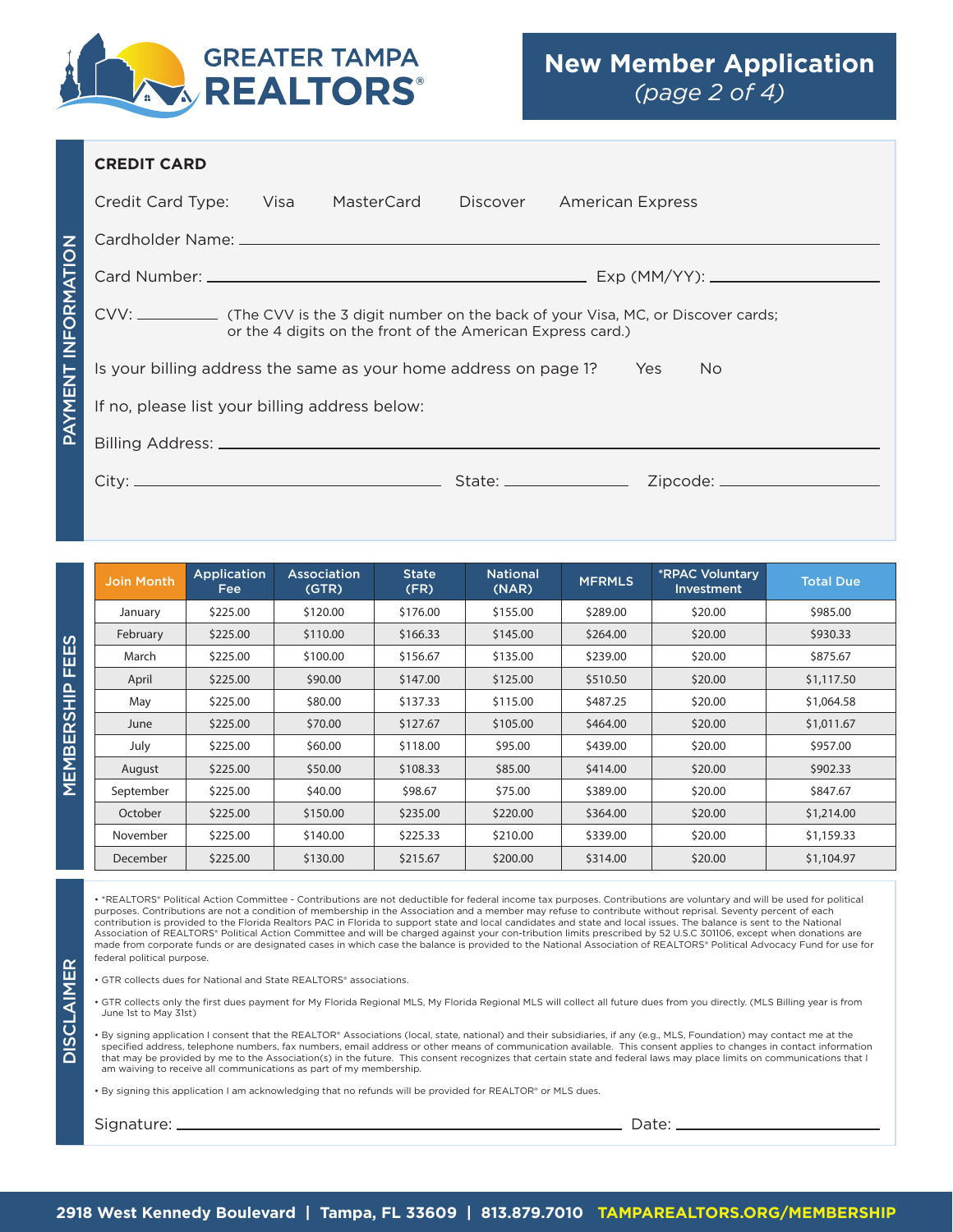# GREATER TAMPA REALTORS®

## New Member Application
*(page 2 of 4)*

## PAYMENT INFORMATION

**CREDIT CARD**

Credit Card Type: Visa MasterCard Discover American Express

Cardholder Name: ______________________________

Card Number: ______________________________ Exp (MM/YY): ______________

CVV: ________ (The CVV is the 3 digit number on the back of your Visa, MC, or Discover cards; or the 4 digits on the front of the American Express card.)

Is your billing address the same as your home address on page 1? Yes No

If no, please list your billing address below:

Billing Address: ______________________________

City: ______________________ State: ____________ Zipcode: ______________

## MEMBERSHIP FEES

| Join Month | Application Fee | Association (GTR) | State (FR) | National (NAR) | MFRMLS | *RPAC Voluntary Investment | Total Due |
|---|---|---|---|---|---|---|---|
| January | $225.00 | $120.00 | $176.00 | $155.00 | $289.00 | $20.00 | $985.00 |
| February | $225.00 | $110.00 | $166.33 | $145.00 | $264.00 | $20.00 | $930.33 |
| March | $225.00 | $100.00 | $156.67 | $135.00 | $239.00 | $20.00 | $875.67 |
| April | $225.00 | $90.00 | $147.00 | $125.00 | $510.50 | $20.00 | $1,117.50 |
| May | $225.00 | $80.00 | $137.33 | $115.00 | $487.25 | $20.00 | $1,064.58 |
| June | $225.00 | $70.00 | $127.67 | $105.00 | $464.00 | $20.00 | $1,011.67 |
| July | $225.00 | $60.00 | $118.00 | $95.00 | $439.00 | $20.00 | $957.00 |
| August | $225.00 | $50.00 | $108.33 | $85.00 | $414.00 | $20.00 | $902.33 |
| September | $225.00 | $40.00 | $98.67 | $75.00 | $389.00 | $20.00 | $847.67 |
| October | $225.00 | $150.00 | $235.00 | $220.00 | $364.00 | $20.00 | $1,214.00 |
| November | $225.00 | $140.00 | $225.33 | $210.00 | $339.00 | $20.00 | $1,159.33 |
| December | $225.00 | $130.00 | $215.67 | $200.00 | $314.00 | $20.00 | $1,104.97 |

## DISCLAIMER

- *REALTORS® Political Action Committee - Contributions are not deductible for federal income tax purposes. Contributions are voluntary and will be used for political purposes. Contributions are not a condition of membership in the Association and a member may refuse to contribute without reprisal. Seventy percent of each contribution is provided to the Florida Realtors PAC in Florida to support state and local candidates and state and local issues. The balance is sent to the National Association of REALTORS® Political Action Committee and will be charged against your con-tribution limits prescribed by 52 U.S.C 301106, except when donations are made from corporate funds or are designated cases in which case the balance is provided to the National Association of REALTORS® Political Advocacy Fund for use for federal political purpose.
- GTR collects dues for National and State REALTORS® associations.
- GTR collects only the first dues payment for My Florida Regional MLS, My Florida Regional MLS will collect all future dues from you directly. (MLS Billing year is from June 1st to May 31st)
- By signing application I consent that the REALTOR® Associations (local, state, national) and their subsidiaries, if any (e.g., MLS, Foundation) may contact me at the specified address, telephone numbers, fax numbers, email address or other means of communication available. This consent applies to changes in contact information that may be provided by me to the Association(s) in the future. This consent recognizes that certain state and federal laws may place limits on communications that I am waiving to receive all communications as part of my membership.
- By signing this application I am acknowledging that no refunds will be provided for REALTOR® or MLS dues.

Signature: ______________________________ Date: ______________

2918 West Kennedy Boulevard | Tampa, FL 33609 | 813.879.7010 TAMPAREALTORS.ORG/MEMBERSHIP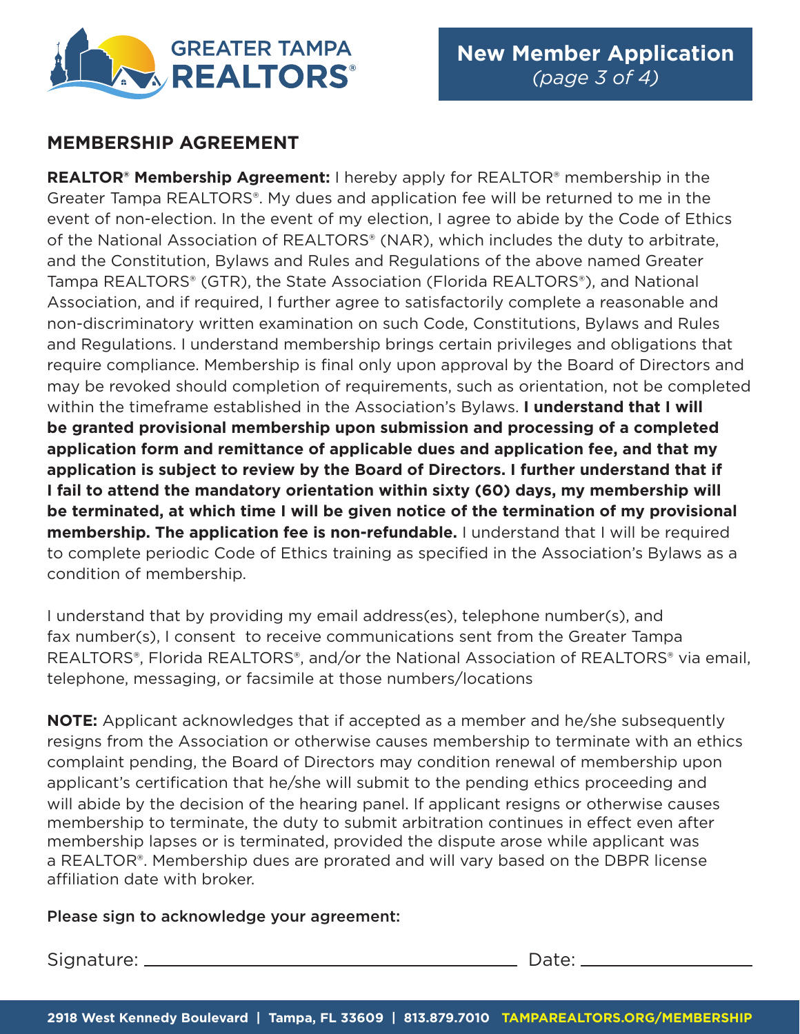**GREATER TAMPA REALTORS®**

**New Member Application** *(page 3 of 4)*

## MEMBERSHIP AGREEMENT

**REALTOR® Membership Agreement:** I hereby apply for REALTOR® membership in the Greater Tampa REALTORS®. My dues and application fee will be returned to me in the event of non-election. In the event of my election, I agree to abide by the Code of Ethics of the National Association of REALTORS® (NAR), which includes the duty to arbitrate, and the Constitution, Bylaws and Rules and Regulations of the above named Greater Tampa REALTORS® (GTR), the State Association (Florida REALTORS®), and National Association, and if required, I further agree to satisfactorily complete a reasonable and non-discriminatory written examination on such Code, Constitutions, Bylaws and Rules and Regulations. I understand membership brings certain privileges and obligations that require compliance. Membership is final only upon approval by the Board of Directors and may be revoked should completion of requirements, such as orientation, not be completed within the timeframe established in the Association's Bylaws. **I understand that I will be granted provisional membership upon submission and processing of a completed application form and remittance of applicable dues and application fee, and that my application is subject to review by the Board of Directors. I further understand that if I fail to attend the mandatory orientation within sixty (60) days, my membership will be terminated, at which time I will be given notice of the termination of my provisional membership. The application fee is non-refundable.** I understand that I will be required to complete periodic Code of Ethics training as specified in the Association's Bylaws as a condition of membership.

I understand that by providing my email address(es), telephone number(s), and fax number(s), I consent to receive communications sent from the Greater Tampa REALTORS®, Florida REALTORS®, and/or the National Association of REALTORS® via email, telephone, messaging, or facsimile at those numbers/locations

**NOTE:** Applicant acknowledges that if accepted as a member and he/she subsequently resigns from the Association or otherwise causes membership to terminate with an ethics complaint pending, the Board of Directors may condition renewal of membership upon applicant's certification that he/she will submit to the pending ethics proceeding and will abide by the decision of the hearing panel. If applicant resigns or otherwise causes membership to terminate, the duty to submit arbitration continues in effect even after membership lapses or is terminated, provided the dispute arose while applicant was a REALTOR®. Membership dues are prorated and will vary based on the DBPR license affiliation date with broker.

Please sign to acknowledge your agreement:

Signature: ______________________________ Date: ________________

2918 West Kennedy Boulevard | Tampa, FL 33609 | 813.879.7010 TAMPAREALTORS.ORG/MEMBERSHIP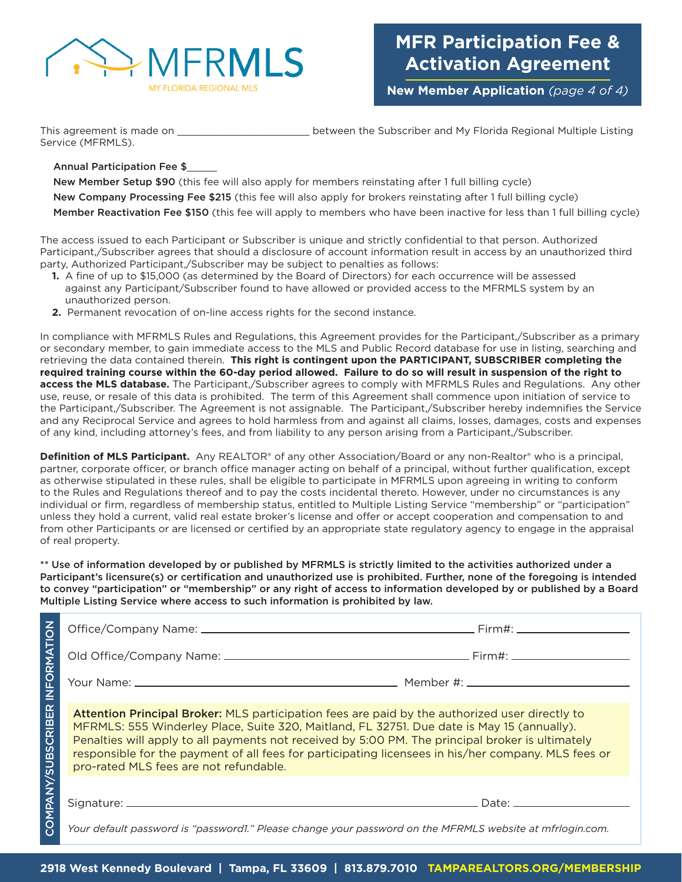MFRMLS
MY FLORIDA REGIONAL MLS

# MFR Participation Fee & Activation Agreement

**New Member Application** *(page 4 of 4)*

This agreement is made on ______________________ between the Subscriber and My Florida Regional Multiple Listing Service (MFRMLS).

Annual Participation Fee $_____

**New Member Setup $90** (this fee will also apply for members reinstating after 1 full billing cycle)

**New Company Processing Fee $215** (this fee will also apply for brokers reinstating after 1 full billing cycle)

**Member Reactivation Fee $150** (this fee will apply to members who have been inactive for less than 1 full billing cycle)

The access issued to each Participant or Subscriber is unique and strictly confidential to that person. Authorized Participant,/Subscriber agrees that should a disclosure of account information result in access by an unauthorized third party, Authorized Participant,/Subscriber may be subject to penalties as follows:

1. A fine of up to $15,000 (as determined by the Board of Directors) for each occurrence will be assessed against any Participant/Subscriber found to have allowed or provided access to the MFRMLS system by an unauthorized person.
2. Permanent revocation of on-line access rights for the second instance.

In compliance with MFRMLS Rules and Regulations, this Agreement provides for the Participant,/Subscriber as a primary or secondary member, to gain immediate access to the MLS and Public Record database for use in listing, searching and retrieving the data contained therein. **This right is contingent upon the PARTICIPANT, SUBSCRIBER completing the required training course within the 60-day period allowed. Failure to do so will result in suspension of the right to access the MLS database.** The Participant,/Subscriber agrees to comply with MFRMLS Rules and Regulations. Any other use, reuse, or resale of this data is prohibited. The term of this Agreement shall commence upon initiation of service to the Participant,/Subscriber. The Agreement is not assignable. The Participant,/Subscriber hereby indemnifies the Service and any Reciprocal Service and agrees to hold harmless from and against all claims, losses, damages, costs and expenses of any kind, including attorney's fees, and from liability to any person arising from a Participant,/Subscriber.

**Definition of MLS Participant.** Any REALTOR® of any other Association/Board or any non-Realtor® who is a principal, partner, corporate officer, or branch office manager acting on behalf of a principal, without further qualification, except as otherwise stipulated in these rules, shall be eligible to participate in MFRMLS upon agreeing in writing to conform to the Rules and Regulations thereof and to pay the costs incidental thereto. However, under no circumstances is any individual or firm, regardless of membership status, entitled to Multiple Listing Service "membership" or "participation" unless they hold a current, valid real estate broker's license and offer or accept cooperation and compensation to and from other Participants or are licensed or certified by an appropriate state regulatory agency to engage in the appraisal of real property.

\*\* **Use of information developed by or published by MFRMLS is strictly limited to the activities authorized under a Participant's licensure(s) or certification and unauthorized use is prohibited. Further, none of the foregoing is intended to convey "participation" or "membership" or any right of access to information developed by or published by a Board Multiple Listing Service where access to such information is prohibited by law.**

## COMPANY/SUBSCRIBER INFORMATION

Office/Company Name: ______________________________ Firm#: ______________

Old Office/Company Name: ______________________________ Firm#: ______________

Your Name: ______________________________ Member #: ______________

**Attention Principal Broker:** MLS participation fees are paid by the authorized user directly to MFRMLS: 555 Winderley Place, Suite 320, Maitland, FL 32751. Due date is May 15 (annually). Penalties will apply to all payments not received by 5:00 PM. The principal broker is ultimately responsible for the payment of all fees for participating licensees in his/her company. MLS fees or pro-rated MLS fees are not refundable.

Signature: ______________________________ Date: ______________

*Your default password is "password1." Please change your password on the MFRMLS website at mfrlogin.com.*

**2918 West Kennedy Boulevard | Tampa, FL 33609 | 813.879.7010 TAMPAREALTORS.ORG/MEMBERSHIP**